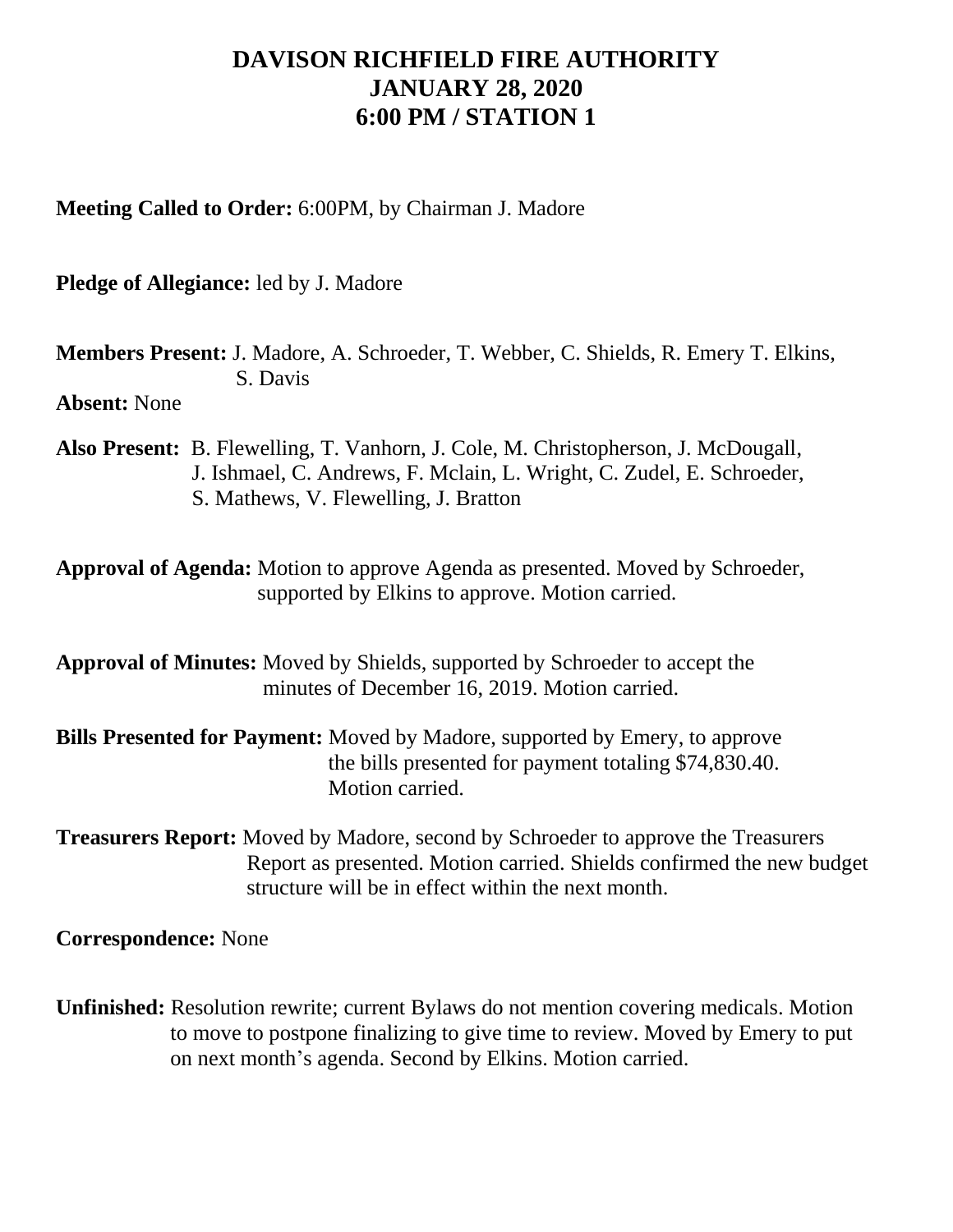# DAVISON RICHFIELD FIRE AUTHORITY
# JANUARY 28, 2020
# 6:00 PM / STATION 1

**Meeting Called to Order:** 6:00PM, by Chairman J. Madore

**Pledge of Allegiance:** led by J. Madore

**Members Present:** J. Madore, A. Schroeder, T. Webber, C. Shields, R. Emery T. Elkins, S. Davis

**Absent:** None

**Also Present:** B. Flewelling, T. Vanhorn, J. Cole, M. Christopherson, J. McDougall, J. Ishmael, C. Andrews, F. Mclain, L. Wright, C. Zudel, E. Schroeder, S. Mathews, V. Flewelling, J. Bratton

**Approval of Agenda:** Motion to approve Agenda as presented. Moved by Schroeder, supported by Elkins to approve. Motion carried.

**Approval of Minutes:** Moved by Shields, supported by Schroeder to accept the minutes of December 16, 2019. Motion carried.

**Bills Presented for Payment:** Moved by Madore, supported by Emery, to approve the bills presented for payment totaling $74,830.40. Motion carried.

**Treasurers Report:** Moved by Madore, second by Schroeder to approve the Treasurers Report as presented. Motion carried. Shields confirmed the new budget structure will be in effect within the next month.

**Correspondence:** None

**Unfinished:** Resolution rewrite; current Bylaws do not mention covering medicals. Motion to move to postpone finalizing to give time to review. Moved by Emery to put on next month's agenda. Second by Elkins. Motion carried.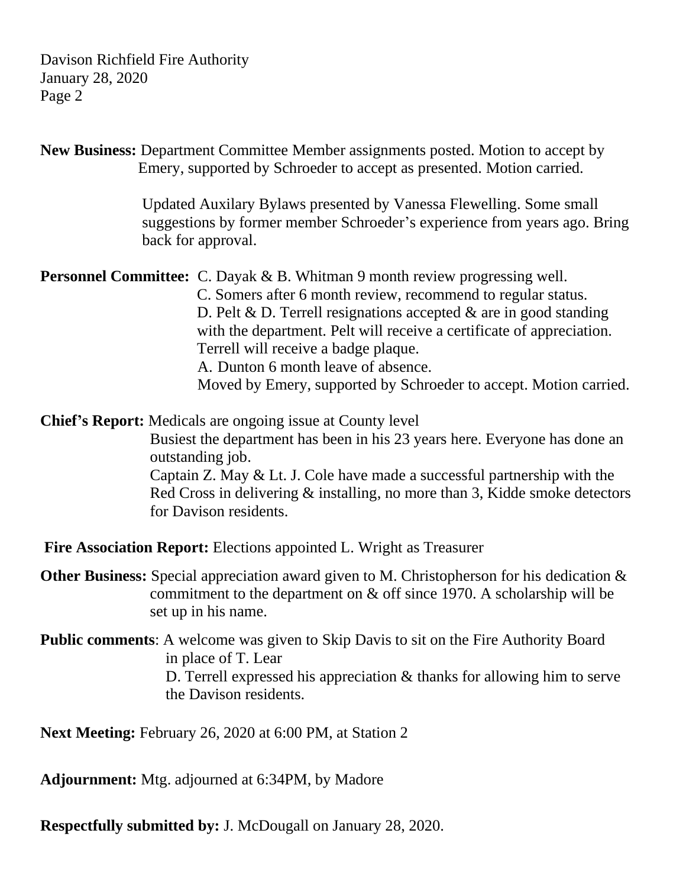**New Business:** Department Committee Member assignments posted. Motion to accept by Emery, supported by Schroeder to accept as presented. Motion carried.

Updated Auxilary Bylaws presented by Vanessa Flewelling. Some small suggestions by former member Schroeder's experience from years ago. Bring back for approval.

**Personnel Committee:** C. Dayak & B. Whitman 9 month review progressing well.
C. Somers after 6 month review, recommend to regular status.
D. Pelt & D. Terrell resignations accepted & are in good standing with the department. Pelt will receive a certificate of appreciation. Terrell will receive a badge plaque.
A. Dunton 6 month leave of absence.
Moved by Emery, supported by Schroeder to accept. Motion carried.

**Chief's Report:** Medicals are ongoing issue at County level
Busiest the department has been in his 23 years here. Everyone has done an outstanding job.
Captain Z. May & Lt. J. Cole have made a successful partnership with the Red Cross in delivering & installing, no more than 3, Kidde smoke detectors for Davison residents.

**Fire Association Report:** Elections appointed L. Wright as Treasurer

**Other Business:** Special appreciation award given to M. Christopherson for his dedication & commitment to the department on & off since 1970. A scholarship will be set up in his name.

**Public comments**: A welcome was given to Skip Davis to sit on the Fire Authority Board in place of T. Lear
D. Terrell expressed his appreciation & thanks for allowing him to serve the Davison residents.

**Next Meeting:** February 26, 2020 at 6:00 PM, at Station 2

**Adjournment:** Mtg. adjourned at 6:34PM, by Madore

**Respectfully submitted by:** J. McDougall on January 28, 2020.